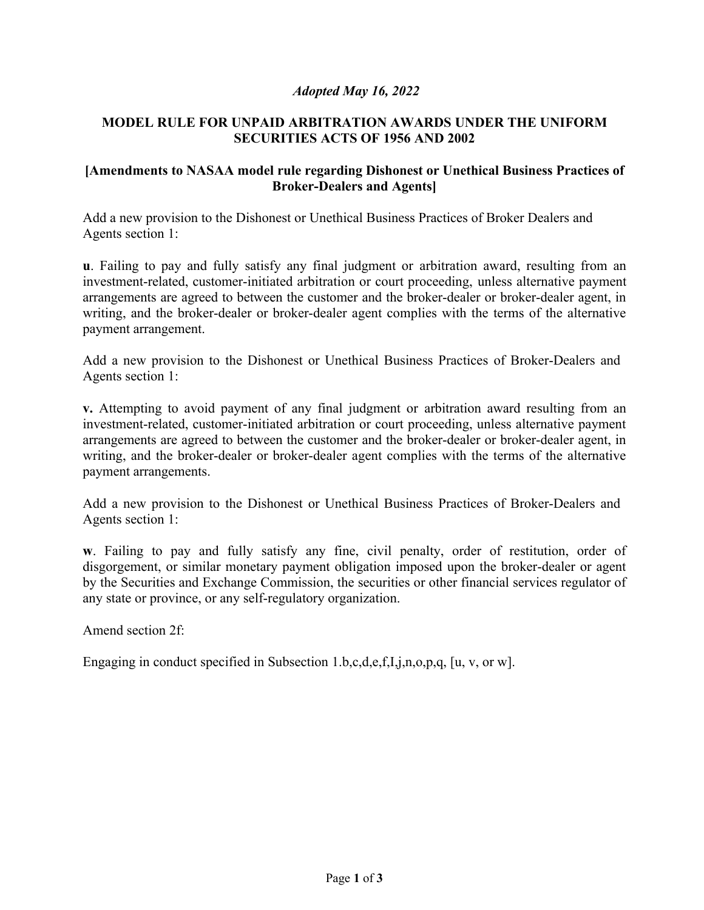*Adopted May 16, 2022*

## MODEL RULE FOR UNPAID ARBITRATION AWARDS UNDER THE UNIFORM SECURITIES ACTS OF 1956 AND 2002

### [Amendments to NASAA model rule regarding Dishonest or Unethical Business Practices of Broker-Dealers and Agents]

Add a new provision to the Dishonest or Unethical Business Practices of Broker Dealers and Agents section 1:

**u**. Failing to pay and fully satisfy any final judgment or arbitration award, resulting from an investment-related, customer-initiated arbitration or court proceeding, unless alternative payment arrangements are agreed to between the customer and the broker-dealer or broker-dealer agent, in writing, and the broker-dealer or broker-dealer agent complies with the terms of the alternative payment arrangement.

Add a new provision to the Dishonest or Unethical Business Practices of Broker-Dealers and Agents section 1:

**v.** Attempting to avoid payment of any final judgment or arbitration award resulting from an investment-related, customer-initiated arbitration or court proceeding, unless alternative payment arrangements are agreed to between the customer and the broker-dealer or broker-dealer agent, in writing, and the broker-dealer or broker-dealer agent complies with the terms of the alternative payment arrangements.

Add a new provision to the Dishonest or Unethical Business Practices of Broker-Dealers and Agents section 1:

**w**. Failing to pay and fully satisfy any fine, civil penalty, order of restitution, order of disgorgement, or similar monetary payment obligation imposed upon the broker-dealer or agent by the Securities and Exchange Commission, the securities or other financial services regulator of any state or province, or any self-regulatory organization.

Amend section 2f:

Engaging in conduct specified in Subsection 1.b,c,d,e,f,I,j,n,o,p,q, [u, v, or w].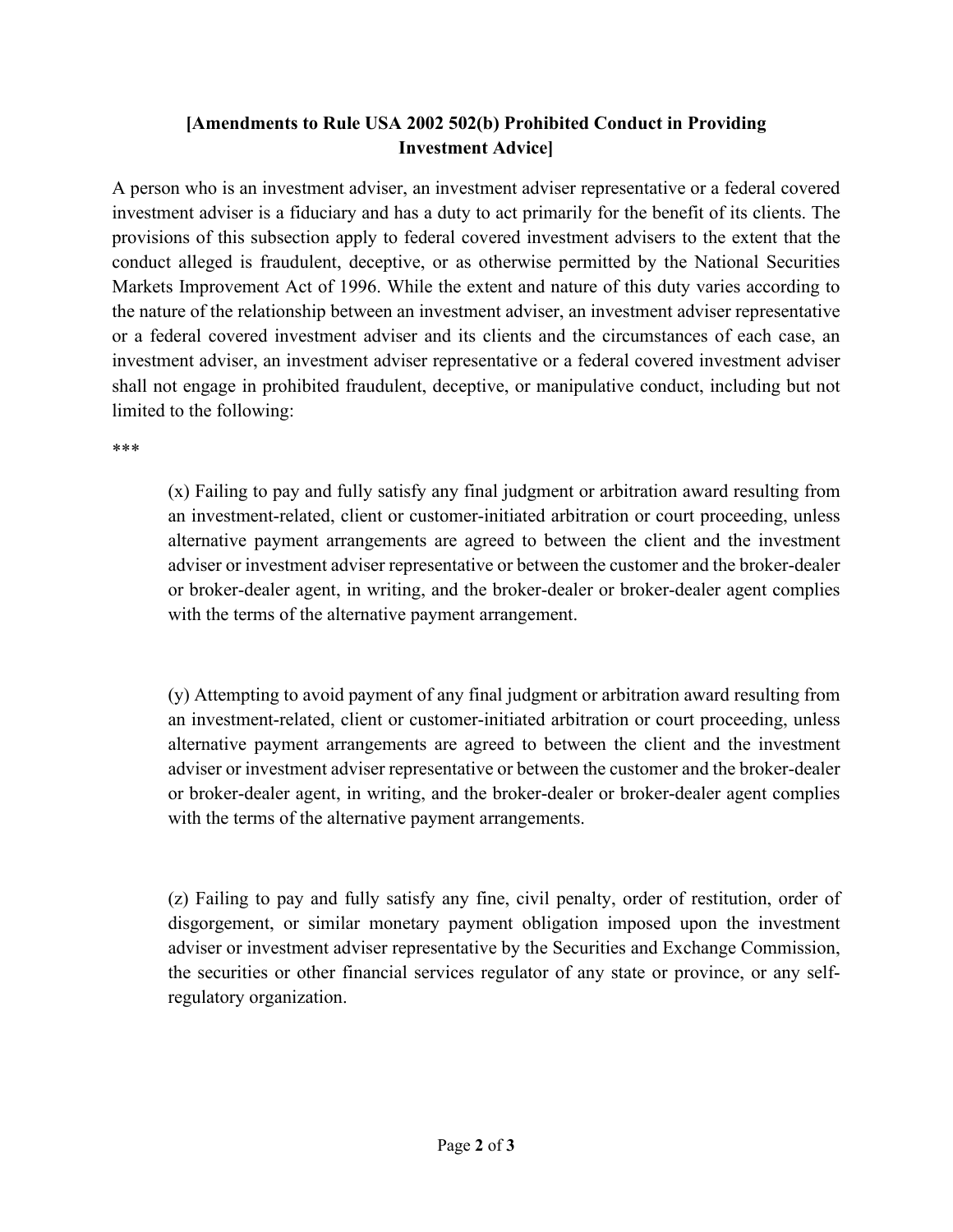**[Amendments to Rule USA 2002 502(b) Prohibited Conduct in Providing Investment Advice]**

A person who is an investment adviser, an investment adviser representative or a federal covered investment adviser is a fiduciary and has a duty to act primarily for the benefit of its clients. The provisions of this subsection apply to federal covered investment advisers to the extent that the conduct alleged is fraudulent, deceptive, or as otherwise permitted by the National Securities Markets Improvement Act of 1996. While the extent and nature of this duty varies according to the nature of the relationship between an investment adviser, an investment adviser representative or a federal covered investment adviser and its clients and the circumstances of each case, an investment adviser, an investment adviser representative or a federal covered investment adviser shall not engage in prohibited fraudulent, deceptive, or manipulative conduct, including but not limited to the following:

***

(x) Failing to pay and fully satisfy any final judgment or arbitration award resulting from an investment-related, client or customer-initiated arbitration or court proceeding, unless alternative payment arrangements are agreed to between the client and the investment adviser or investment adviser representative or between the customer and the broker-dealer or broker-dealer agent, in writing, and the broker-dealer or broker-dealer agent complies with the terms of the alternative payment arrangement.

(y) Attempting to avoid payment of any final judgment or arbitration award resulting from an investment-related, client or customer-initiated arbitration or court proceeding, unless alternative payment arrangements are agreed to between the client and the investment adviser or investment adviser representative or between the customer and the broker-dealer or broker-dealer agent, in writing, and the broker-dealer or broker-dealer agent complies with the terms of the alternative payment arrangements.

(z) Failing to pay and fully satisfy any fine, civil penalty, order of restitution, order of disgorgement, or similar monetary payment obligation imposed upon the investment adviser or investment adviser representative by the Securities and Exchange Commission, the securities or other financial services regulator of any state or province, or any self-regulatory organization.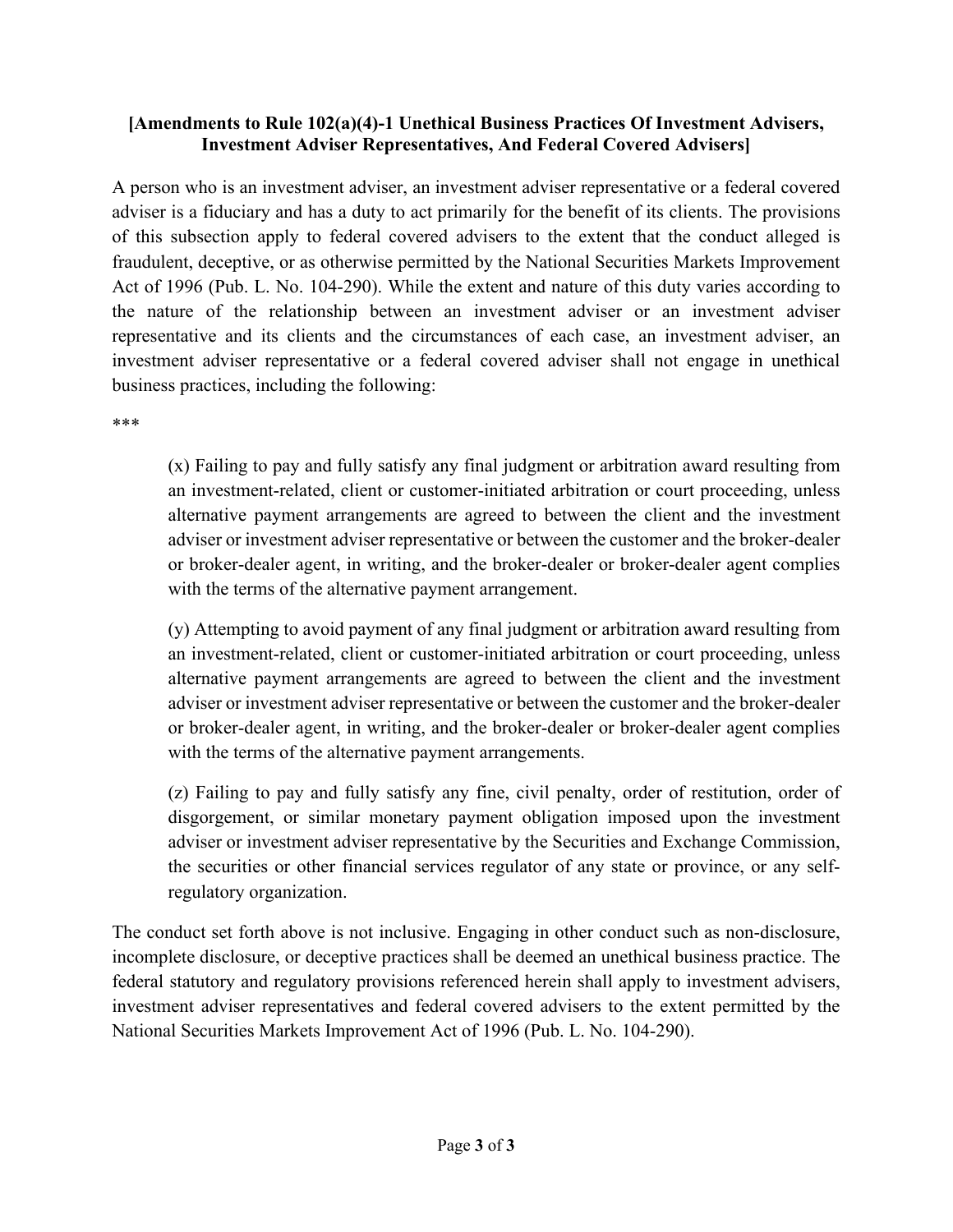**[Amendments to Rule 102(a)(4)-1 Unethical Business Practices Of Investment Advisers, Investment Adviser Representatives, And Federal Covered Advisers]**

A person who is an investment adviser, an investment adviser representative or a federal covered adviser is a fiduciary and has a duty to act primarily for the benefit of its clients. The provisions of this subsection apply to federal covered advisers to the extent that the conduct alleged is fraudulent, deceptive, or as otherwise permitted by the National Securities Markets Improvement Act of 1996 (Pub. L. No. 104-290). While the extent and nature of this duty varies according to the nature of the relationship between an investment adviser or an investment adviser representative and its clients and the circumstances of each case, an investment adviser, an investment adviser representative or a federal covered adviser shall not engage in unethical business practices, including the following:

***

> (x) Failing to pay and fully satisfy any final judgment or arbitration award resulting from an investment-related, client or customer-initiated arbitration or court proceeding, unless alternative payment arrangements are agreed to between the client and the investment adviser or investment adviser representative or between the customer and the broker-dealer or broker-dealer agent, in writing, and the broker-dealer or broker-dealer agent complies with the terms of the alternative payment arrangement.
>
> (y) Attempting to avoid payment of any final judgment or arbitration award resulting from an investment-related, client or customer-initiated arbitration or court proceeding, unless alternative payment arrangements are agreed to between the client and the investment adviser or investment adviser representative or between the customer and the broker-dealer or broker-dealer agent, in writing, and the broker-dealer or broker-dealer agent complies with the terms of the alternative payment arrangements.
>
> (z) Failing to pay and fully satisfy any fine, civil penalty, order of restitution, order of disgorgement, or similar monetary payment obligation imposed upon the investment adviser or investment adviser representative by the Securities and Exchange Commission, the securities or other financial services regulator of any state or province, or any self-regulatory organization.

The conduct set forth above is not inclusive. Engaging in other conduct such as non-disclosure, incomplete disclosure, or deceptive practices shall be deemed an unethical business practice. The federal statutory and regulatory provisions referenced herein shall apply to investment advisers, investment adviser representatives and federal covered advisers to the extent permitted by the National Securities Markets Improvement Act of 1996 (Pub. L. No. 104-290).